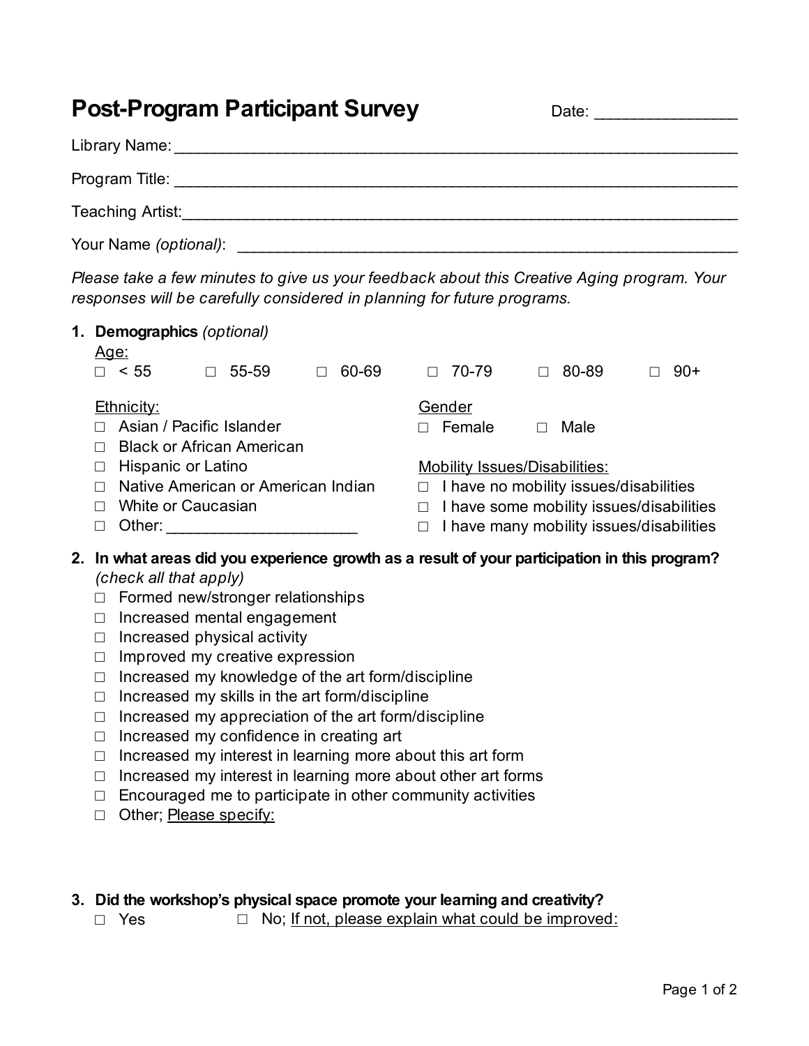# Post-Program Participant Survey

Date: ________________

Library Name: ____________________________________________________________________

Program Title: ____________________________________________________________________

Teaching Artist: ___________________________________________________________________

Your Name *(optional)*: ______________________________________________________________

*Please take a few minutes to give us your feedback about this Creative Aging program. Your responses will be carefully considered in planning for future programs.*

1. **Demographics** *(optional)*

   Age:

   ☐ < 55 ☐ 55-59 ☐ 60-69 ☐ 70-79 ☐ 80-89 ☐ 90+

   Ethnicity:
   - ☐ Asian / Pacific Islander
   - ☐ Black or African American
   - ☐ Hispanic or Latino
   - ☐ Native American or American Indian
   - ☐ White or Caucasian
   - ☐ Other: ______________________

   Gender

   ☐ Female ☐ Male

   Mobility Issues/Disabilities:
   - ☐ I have no mobility issues/disabilities
   - ☐ I have some mobility issues/disabilities
   - ☐ I have many mobility issues/disabilities

2. **In what areas did you experience growth as a result of your participation in this program?** *(check all that apply)*
   - ☐ Formed new/stronger relationships
   - ☐ Increased mental engagement
   - ☐ Increased physical activity
   - ☐ Improved my creative expression
   - ☐ Increased my knowledge of the art form/discipline
   - ☐ Increased my skills in the art form/discipline
   - ☐ Increased my appreciation of the art form/discipline
   - ☐ Increased my confidence in creating art
   - ☐ Increased my interest in learning more about this art form
   - ☐ Increased my interest in learning more about other art forms
   - ☐ Encouraged me to participate in other community activities
   - ☐ Other; Please specify:

3. **Did the workshop's physical space promote your learning and creativity?**

   ☐ Yes ☐ No; If not, please explain what could be improved: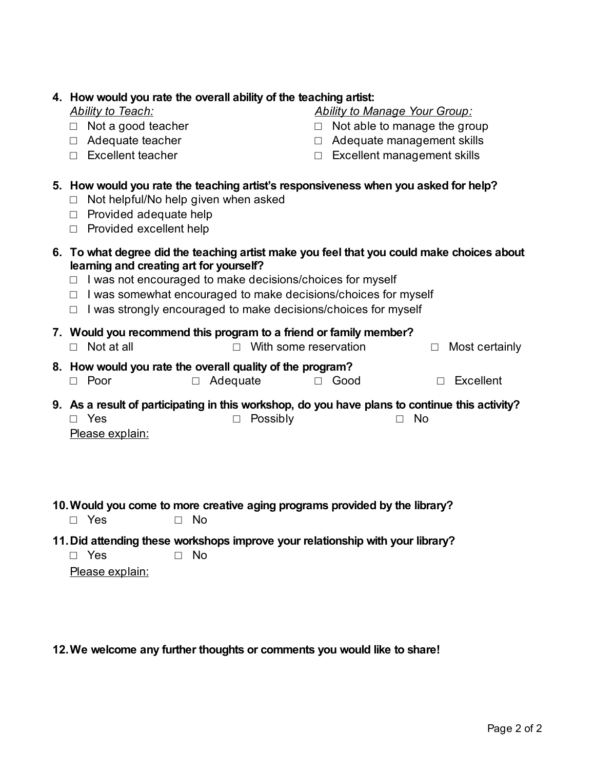4. **How would you rate the overall ability of the teaching artist:**

   *Ability to Teach:*
   - □ Not a good teacher
   - □ Adequate teacher
   - □ Excellent teacher

   *Ability to Manage Your Group:*
   - □ Not able to manage the group
   - □ Adequate management skills
   - □ Excellent management skills

5. **How would you rate the teaching artist's responsiveness when you asked for help?**
   - □ Not helpful/No help given when asked
   - □ Provided adequate help
   - □ Provided excellent help

6. **To what degree did the teaching artist make you feel that you could make choices about learning and creating art for yourself?**
   - □ I was not encouraged to make decisions/choices for myself
   - □ I was somewhat encouraged to make decisions/choices for myself
   - □ I was strongly encouraged to make decisions/choices for myself

7. **Would you recommend this program to a friend or family member?**

   □ Not at all  □ With some reservation  □ Most certainly

8. **How would you rate the overall quality of the program?**

   □ Poor  □ Adequate  □ Good  □ Excellent

9. **As a result of participating in this workshop, do you have plans to continue this activity?**

   □ Yes  □ Possibly  □ No

   Please explain:

10. **Would you come to more creative aging programs provided by the library?**

    □ Yes  □ No

11. **Did attending these workshops improve your relationship with your library?**

    □ Yes  □ No

    Please explain:

12. **We welcome any further thoughts or comments you would like to share!**